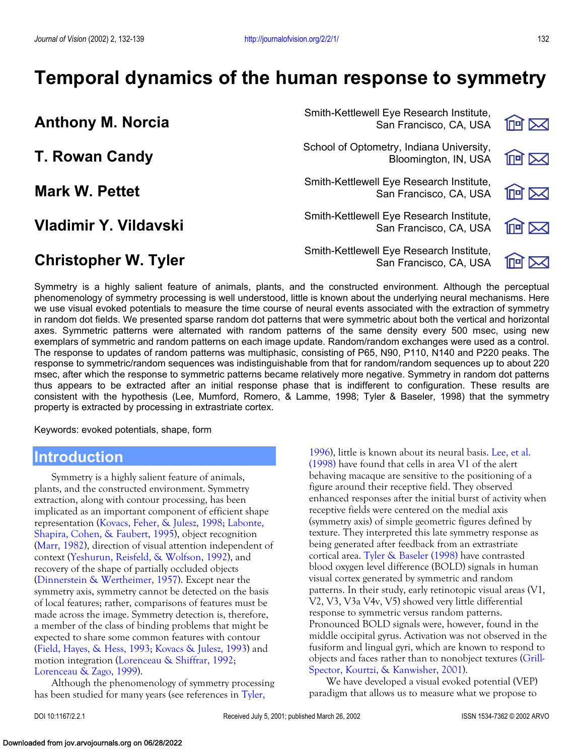# Temporal dynamics of the human response to symmetry

**Anthony M. Norcia** — Smith-Kettlewell Eye Research Institute, San Francisco, CA, USA

**T. Rowan Candy** — School of Optometry, Indiana University, Bloomington, IN, USA

**Mark W. Pettet** — Smith-Kettlewell Eye Research Institute, San Francisco, CA, USA

**Vladimir Y. Vildavski** — Smith-Kettlewell Eye Research Institute, San Francisco, CA, USA

**Christopher W. Tyler** — Smith-Kettlewell Eye Research Institute, San Francisco, CA, USA

Symmetry is a highly salient feature of animals, plants, and the constructed environment. Although the perceptual phenomenology of symmetry processing is well understood, little is known about the underlying neural mechanisms. Here we use visual evoked potentials to measure the time course of neural events associated with the extraction of symmetry in random dot fields. We presented sparse random dot patterns that were symmetric about both the vertical and horizontal axes. Symmetric patterns were alternated with random patterns of the same density every 500 msec, using new exemplars of symmetric and random patterns on each image update. Random/random exchanges were used as a control. The response to updates of random patterns was multiphasic, consisting of P65, N90, P110, N140 and P220 peaks. The response to symmetric/random sequences was indistinguishable from that for random/random sequences up to about 220 msec, after which the response to symmetric patterns became relatively more negative. Symmetry in random dot patterns thus appears to be extracted after an initial response phase that is indifferent to configuration. These results are consistent with the hypothesis (Lee, Mumford, Romero, & Lamme, 1998; Tyler & Baseler, 1998) that the symmetry property is extracted by processing in extrastriate cortex.

Keywords: evoked potentials, shape, form

## Introduction

Symmetry is a highly salient feature of animals, plants, and the constructed environment. Symmetry extraction, along with contour processing, has been implicated as an important component of efficient shape representation (Kovacs, Feher, & Julesz, 1998; Labonte, Shapira, Cohen, & Faubert, 1995), object recognition (Marr, 1982), direction of visual attention independent of context (Yeshurun, Reisfeld, & Wolfson, 1992), and recovery of the shape of partially occluded objects (Dinnerstein & Wertheimer, 1957). Except near the symmetry axis, symmetry cannot be detected on the basis of local features; rather, comparisons of features must be made across the image. Symmetry detection is, therefore, a member of the class of binding problems that might be expected to share some common features with contour (Field, Hayes, & Hess, 1993; Kovacs & Julesz, 1993) and motion integration (Lorenceau & Shiffrar, 1992; Lorenceau & Zago, 1999).

Although the phenomenology of symmetry processing has been studied for many years (see references in Tyler, 1996), little is known about its neural basis. Lee, et al. (1998) have found that cells in area V1 of the alert behaving macaque are sensitive to the positioning of a figure around their receptive field. They observed enhanced responses after the initial burst of activity when receptive fields were centered on the medial axis (symmetry axis) of simple geometric figures defined by texture. They interpreted this late symmetry response as being generated after feedback from an extrastriate cortical area. Tyler & Baseler (1998) have contrasted blood oxygen level difference (BOLD) signals in human visual cortex generated by symmetric and random patterns. In their study, early retinotopic visual areas (V1, V2, V3, V3a V4v, V5) showed very little differential response to symmetric versus random patterns. Pronounced BOLD signals were, however, found in the middle occipital gyrus. Activation was not observed in the fusiform and lingual gyri, which are known to respond to objects and faces rather than to nonobject textures (Grill-Spector, Kourtzi, & Kanwisher, 2001).

We have developed a visual evoked potential (VEP) paradigm that allows us to measure what we propose to

DOI 10:1167/2.2.1 — Received July 5, 2001; published March 26, 2002 — ISSN 1534-7362 © 2002 ARVO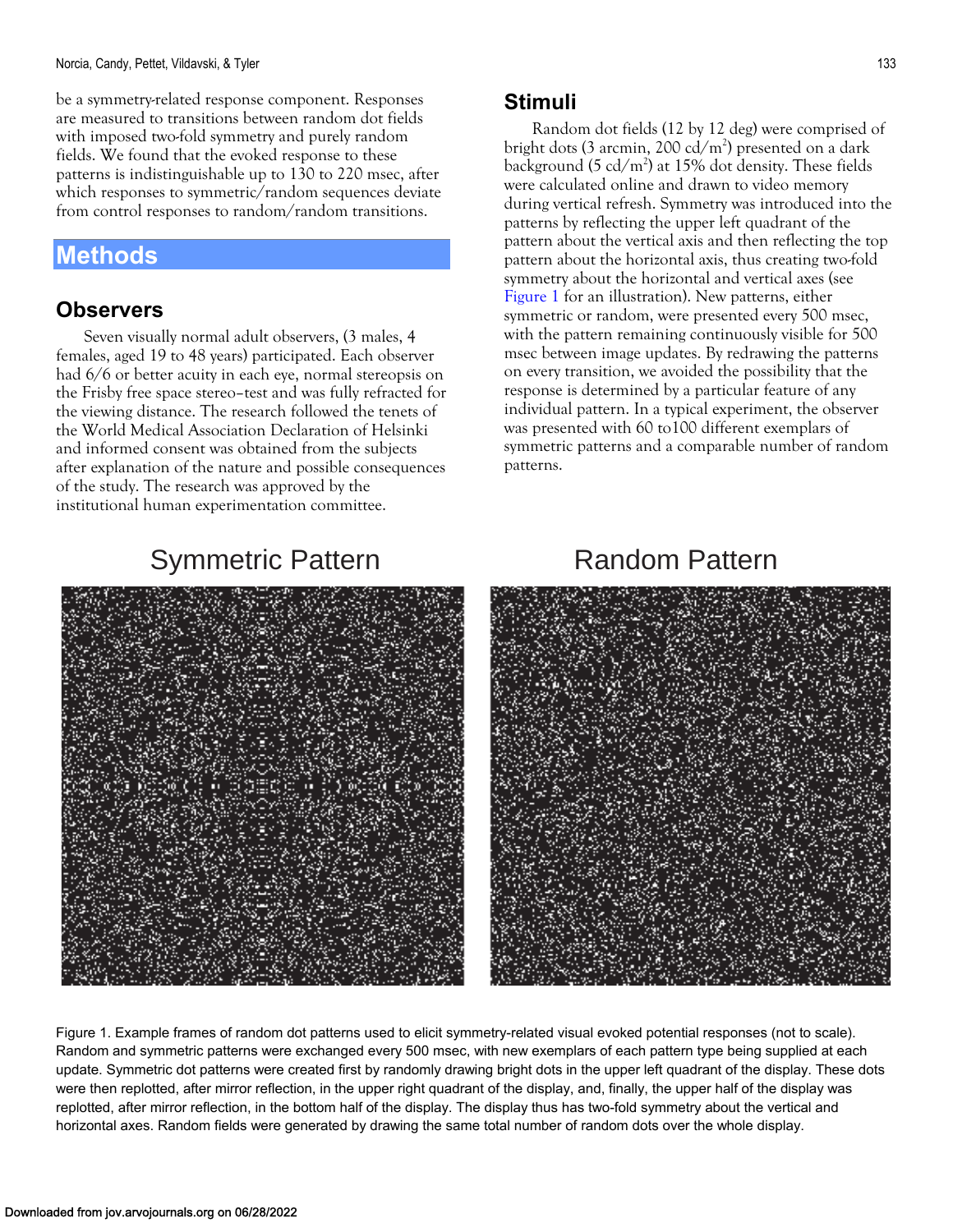be a symmetry-related response component. Responses are measured to transitions between random dot fields with imposed two-fold symmetry and purely random fields. We found that the evoked response to these patterns is indistinguishable up to 130 to 220 msec, after which responses to symmetric/random sequences deviate from control responses to random/random transitions.

## Methods

### Observers

Seven visually normal adult observers, (3 males, 4 females, aged 19 to 48 years) participated. Each observer had 6/6 or better acuity in each eye, normal stereopsis on the Frisby free space stereo–test and was fully refracted for the viewing distance. The research followed the tenets of the World Medical Association Declaration of Helsinki and informed consent was obtained from the subjects after explanation of the nature and possible consequences of the study. The research was approved by the institutional human experimentation committee.

### Stimuli

Random dot fields (12 by 12 deg) were comprised of bright dots (3 arcmin, 200 $cd/m^2$) presented on a dark background (5 $cd/m^2$) at 15% dot density. These fields were calculated online and drawn to video memory during vertical refresh. Symmetry was introduced into the patterns by reflecting the upper left quadrant of the pattern about the vertical axis and then reflecting the top pattern about the horizontal axis, thus creating two-fold symmetry about the horizontal and vertical axes (see Figure 1 for an illustration). New patterns, either symmetric or random, were presented every 500 msec, with the pattern remaining continuously visible for 500 msec between image updates. By redrawing the patterns on every transition, we avoided the possibility that the response is determined by a particular feature of any individual pattern. In a typical experiment, the observer was presented with 60 to100 different exemplars of symmetric patterns and a comparable number of random patterns.

Symmetric Pattern

Random Pattern

Figure 1. Example frames of random dot patterns used to elicit symmetry-related visual evoked potential responses (not to scale). Random and symmetric patterns were exchanged every 500 msec, with new exemplars of each pattern type being supplied at each update. Symmetric dot patterns were created first by randomly drawing bright dots in the upper left quadrant of the display. These dots were then replotted, after mirror reflection, in the upper right quadrant of the display, and, finally, the upper half of the display was replotted, after mirror reflection, in the bottom half of the display. The display thus has two-fold symmetry about the vertical and horizontal axes. Random fields were generated by drawing the same total number of random dots over the whole display.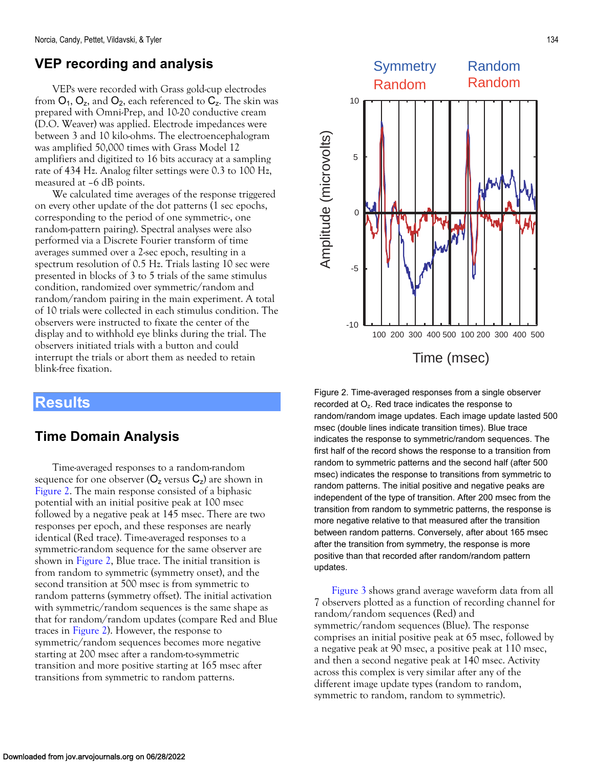## VEP recording and analysis

VEPs were recorded with Grass gold-cup electrodes from $O_1$, $O_z$, and $O_2$, each referenced to $C_z$. The skin was prepared with Omni-Prep, and 10-20 conductive cream (D.O. Weaver) was applied. Electrode impedances were between 3 and 10 kilo-ohms. The electroencephalogram was amplified 50,000 times with Grass Model 12 amplifiers and digitized to 16 bits accuracy at a sampling rate of 434 Hz. Analog filter settings were 0.3 to 100 Hz, measured at −6 dB points.

We calculated time averages of the response triggered on every other update of the dot patterns (1 sec epochs, corresponding to the period of one symmetric-, one random-pattern pairing). Spectral analyses were also performed via a Discrete Fourier transform of time averages summed over a 2-sec epoch, resulting in a spectrum resolution of 0.5 Hz. Trials lasting 10 sec were presented in blocks of 3 to 5 trials of the same stimulus condition, randomized over symmetric/random and random/random pairing in the main experiment. A total of 10 trials were collected in each stimulus condition. The observers were instructed to fixate the center of the display and to withhold eye blinks during the trial. The observers initiated trials with a button and could interrupt the trials or abort them as needed to retain blink-free fixation.

# Results

## Time Domain Analysis

Time-averaged responses to a random-random sequence for one observer ($O_z$ versus $C_z$) are shown in Figure 2. The main response consisted of a biphasic potential with an initial positive peak at 100 msec followed by a negative peak at 145 msec. There are two responses per epoch, and these responses are nearly identical (Red trace). Time-averaged responses to a symmetric-random sequence for the same observer are shown in Figure 2, Blue trace. The initial transition is from random to symmetric (symmetry onset), and the second transition at 500 msec is from symmetric to random patterns (symmetry offset). The initial activation with symmetric/random sequences is the same shape as that for random/random updates (compare Red and Blue traces in Figure 2). However, the response to symmetric/random sequences becomes more negative starting at 200 msec after a random-to-symmetric transition and more positive starting at 165 msec after transitions from symmetric to random patterns.

Figure 2. Time-averaged responses from a single observer recorded at $O_z$. Red trace indicates the response to random/random image updates. Each image update lasted 500 msec (double lines indicate transition times). Blue trace indicates the response to symmetric/random sequences. The first half of the record shows the response to a transition from random to symmetric patterns and the second half (after 500 msec) indicates the response to transitions from symmetric to random patterns. The initial positive and negative peaks are independent of the type of transition. After 200 msec from the transition from random to symmetric patterns, the response is more negative relative to that measured after the transition between random patterns. Conversely, after about 165 msec after the transition from symmetry, the response is more positive than that recorded after random/random pattern updates.

Figure 3 shows grand average waveform data from all 7 observers plotted as a function of recording channel for random/random sequences (Red) and symmetric/random sequences (Blue). The response comprises an initial positive peak at 65 msec, followed by a negative peak at 90 msec, a positive peak at 110 msec, and then a second negative peak at 140 msec. Activity across this complex is very similar after any of the different image update types (random to random, symmetric to random, random to symmetric).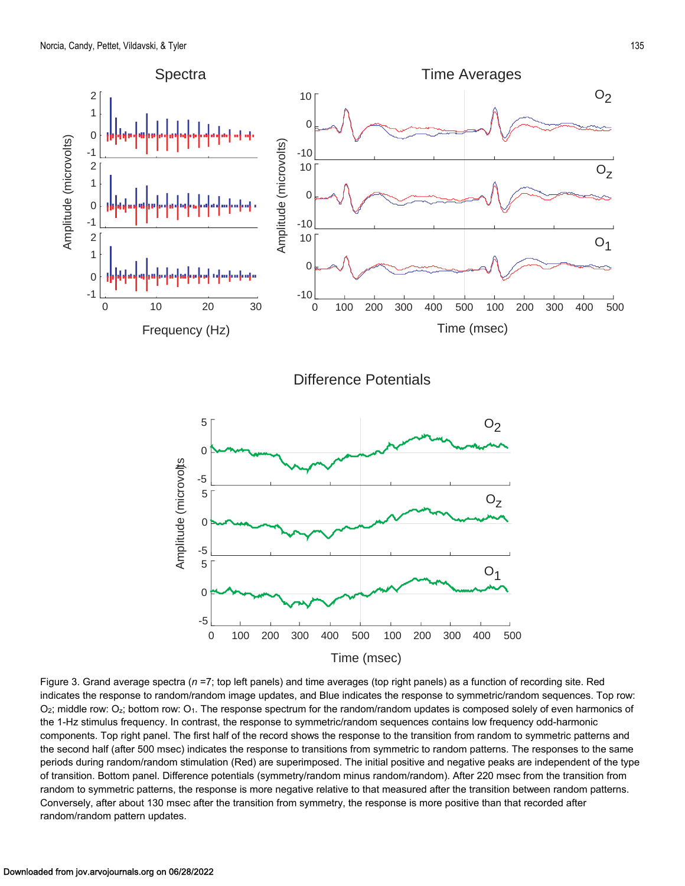Figure 3. Grand average spectra ($n$ =7; top left panels) and time averages (top right panels) as a function of recording site. Red indicates the response to random/random image updates, and Blue indicates the response to symmetric/random sequences. Top row: $O_2$; middle row: $O_z$; bottom row: $O_1$. The response spectrum for the random/random updates is composed solely of even harmonics of the 1-Hz stimulus frequency. In contrast, the response to symmetric/random sequences contains low frequency odd-harmonic components. Top right panel. The first half of the record shows the response to the transition from random to symmetric patterns and the second half (after 500 msec) indicates the response to transitions from symmetric to random patterns. The responses to the same periods during random/random stimulation (Red) are superimposed. The initial positive and negative peaks are independent of the type of transition. Bottom panel. Difference potentials (symmetry/random minus random/random). After 220 msec from the transition from random to symmetric patterns, the response is more negative relative to that measured after the transition between random patterns. Conversely, after about 130 msec after the transition from symmetry, the response is more positive than that recorded after random/random pattern updates.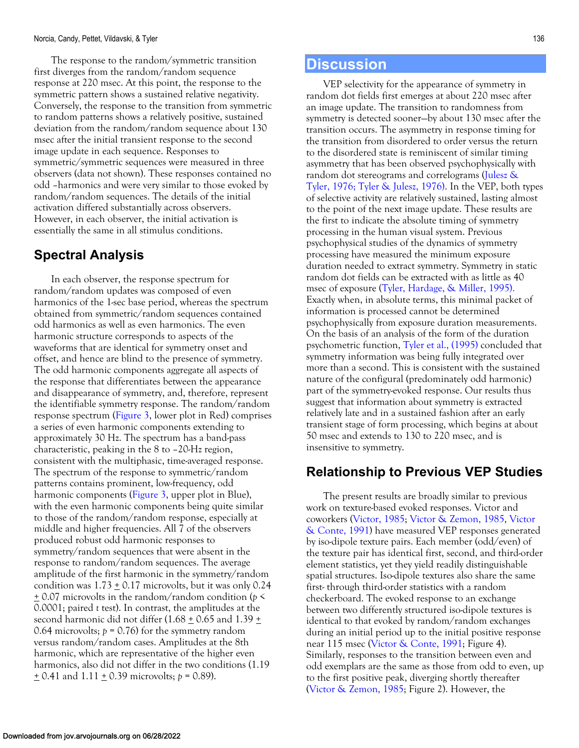The response to the random/symmetric transition first diverges from the random/random sequence response at 220 msec. At this point, the response to the symmetric pattern shows a sustained relative negativity. Conversely, the response to the transition from symmetric to random patterns shows a relatively positive, sustained deviation from the random/random sequence about 130 msec after the initial transient response to the second image update in each sequence. Responses to symmetric/symmetric sequences were measured in three observers (data not shown). These responses contained no odd –harmonics and were very similar to those evoked by random/random sequences. The details of the initial activation differed substantially across observers. However, in each observer, the initial activation is essentially the same in all stimulus conditions.

## Spectral Analysis

In each observer, the response spectrum for random/random updates was composed of even harmonics of the 1-sec base period, whereas the spectrum obtained from symmetric/random sequences contained odd harmonics as well as even harmonics. The even harmonic structure corresponds to aspects of the waveforms that are identical for symmetry onset and offset, and hence are blind to the presence of symmetry. The odd harmonic components aggregate all aspects of the response that differentiates between the appearance and disappearance of symmetry, and, therefore, represent the identifiable symmetry response. The random/random response spectrum (Figure 3, lower plot in Red) comprises a series of even harmonic components extending to approximately 30 Hz. The spectrum has a band-pass characteristic, peaking in the 8 to ~20-Hz region, consistent with the multiphasic, time-averaged response. The spectrum of the response to symmetric/random patterns contains prominent, low-frequency, odd harmonic components (Figure 3, upper plot in Blue), with the even harmonic components being quite similar to those of the random/random response, especially at middle and higher frequencies. All 7 of the observers produced robust odd harmonic responses to symmetry/random sequences that were absent in the response to random/random sequences. The average amplitude of the first harmonic in the symmetry/random condition was $1.73 \pm 0.17$ microvolts, but it was only $0.24 \pm 0.07$ microvolts in the random/random condition ($p < 0.0001$; paired $t$ test). In contrast, the amplitudes at the second harmonic did not differ ($1.68 \pm 0.65$ and $1.39 \pm 0.64$ microvolts; $p = 0.76$) for the symmetry random versus random/random cases. Amplitudes at the 8th harmonic, which are representative of the higher even harmonics, also did not differ in the two conditions ($1.19 \pm 0.41$ and $1.11 \pm 0.39$ microvolts; $p = 0.89$).

# Discussion

VEP selectivity for the appearance of symmetry in random dot fields first emerges at about 220 msec after an image update. The transition to randomness from symmetry is detected sooner—by about 130 msec after the transition occurs. The asymmetry in response timing for the transition from disordered to order versus the return to the disordered state is reminiscent of similar timing asymmetry that has been observed psychophysically with random dot stereograms and correlograms (Julesz & Tyler, 1976; Tyler & Julesz, 1976). In the VEP, both types of selective activity are relatively sustained, lasting almost to the point of the next image update. These results are the first to indicate the absolute timing of symmetry processing in the human visual system. Previous psychophysical studies of the dynamics of symmetry processing have measured the minimum exposure duration needed to extract symmetry. Symmetry in static random dot fields can be extracted with as little as 40 msec of exposure (Tyler, Hardage, & Miller, 1995). Exactly when, in absolute terms, this minimal packet of information is processed cannot be determined psychophysically from exposure duration measurements. On the basis of an analysis of the form of the duration psychometric function, Tyler et al., (1995) concluded that symmetry information was being fully integrated over more than a second. This is consistent with the sustained nature of the configural (predominately odd harmonic) part of the symmetry-evoked response. Our results thus suggest that information about symmetry is extracted relatively late and in a sustained fashion after an early transient stage of form processing, which begins at about 50 msec and extends to 130 to 220 msec, and is insensitive to symmetry.

## Relationship to Previous VEP Studies

The present results are broadly similar to previous work on texture-based evoked responses. Victor and coworkers (Victor, 1985; Victor & Zemon, 1985, Victor & Conte, 1991) have measured VEP responses generated by iso-dipole texture pairs. Each member (odd/even) of the texture pair has identical first, second, and third-order element statistics, yet they yield readily distinguishable spatial structures. Iso-dipole textures also share the same first- through third-order statistics with a random checkerboard. The evoked response to an exchange between two differently structured iso-dipole textures is identical to that evoked by random/random exchanges during an initial period up to the initial positive response near 115 msec (Victor & Conte, 1991; Figure 4). Similarly, responses to the transition between even and odd exemplars are the same as those from odd to even, up to the first positive peak, diverging shortly thereafter (Victor & Zemon, 1985; Figure 2). However, the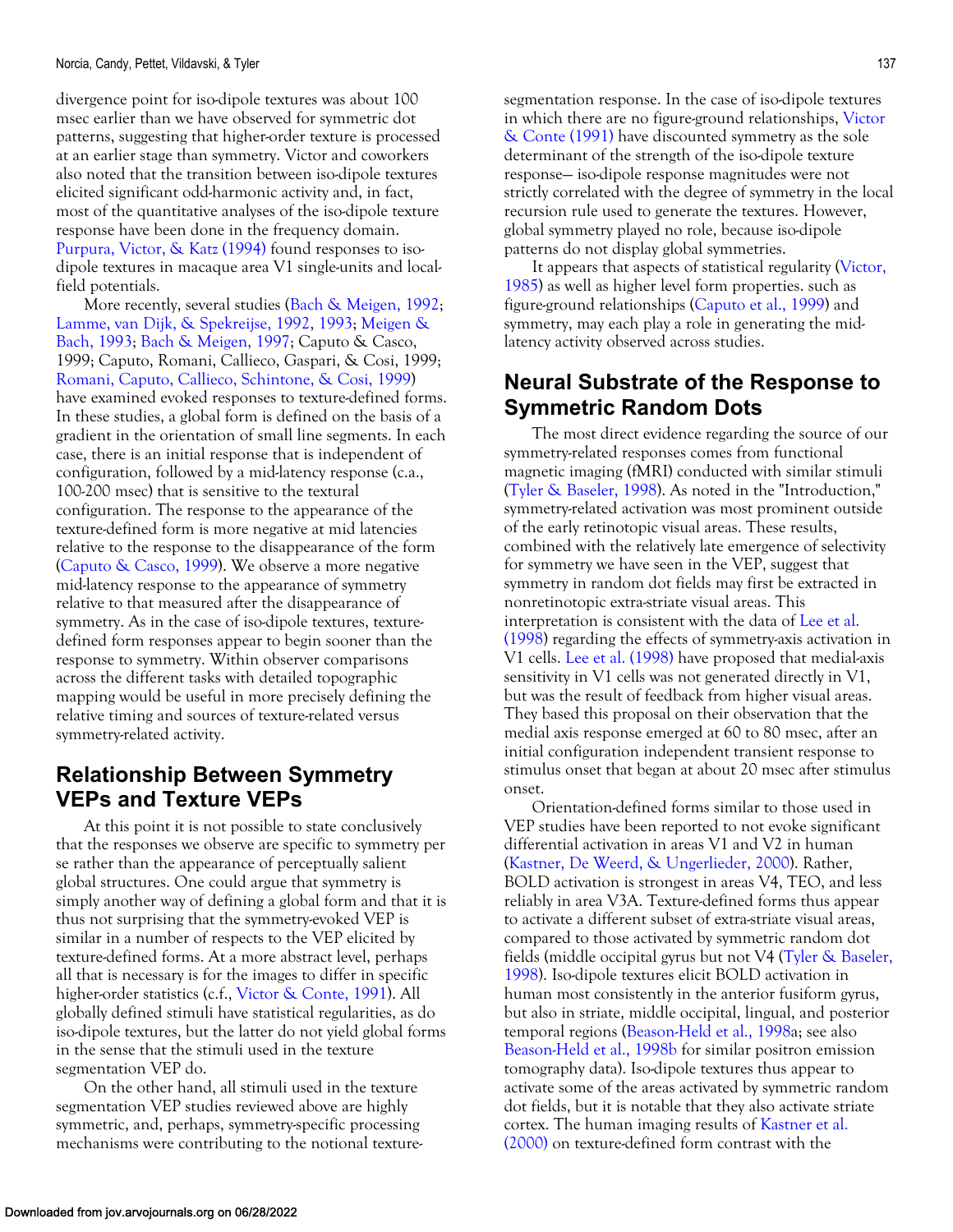divergence point for iso-dipole textures was about 100 msec earlier than we have observed for symmetric dot patterns, suggesting that higher-order texture is processed at an earlier stage than symmetry. Victor and coworkers also noted that the transition between iso-dipole textures elicited significant odd-harmonic activity and, in fact, most of the quantitative analyses of the iso-dipole texture response have been done in the frequency domain. Purpura, Victor, & Katz (1994) found responses to iso-dipole textures in macaque area V1 single-units and local-field potentials.

More recently, several studies (Bach & Meigen, 1992; Lamme, van Dijk, & Spekreijse, 1992, 1993; Meigen & Bach, 1993; Bach & Meigen, 1997; Caputo & Casco, 1999; Caputo, Romani, Callieco, Gaspari, & Cosi, 1999; Romani, Caputo, Callieco, Schintone, & Cosi, 1999) have examined evoked responses to texture-defined forms. In these studies, a global form is defined on the basis of a gradient in the orientation of small line segments. In each case, there is an initial response that is independent of configuration, followed by a mid-latency response (c.a., 100-200 msec) that is sensitive to the textural configuration. The response to the appearance of the texture-defined form is more negative at mid latencies relative to the response to the disappearance of the form (Caputo & Casco, 1999). We observe a more negative mid-latency response to the appearance of symmetry relative to that measured after the disappearance of symmetry. As in the case of iso-dipole textures, texture-defined form responses appear to begin sooner than the response to symmetry. Within observer comparisons across the different tasks with detailed topographic mapping would be useful in more precisely defining the relative timing and sources of texture-related versus symmetry-related activity.

## Relationship Between Symmetry VEPs and Texture VEPs

At this point it is not possible to state conclusively that the responses we observe are specific to symmetry per se rather than the appearance of perceptually salient global structures. One could argue that symmetry is simply another way of defining a global form and that it is thus not surprising that the symmetry-evoked VEP is similar in a number of respects to the VEP elicited by texture-defined forms. At a more abstract level, perhaps all that is necessary is for the images to differ in specific higher-order statistics (c.f., Victor & Conte, 1991). All globally defined stimuli have statistical regularities, as do iso-dipole textures, but the latter do not yield global forms in the sense that the stimuli used in the texture segmentation VEP do.

On the other hand, all stimuli used in the texture segmentation VEP studies reviewed above are highly symmetric, and, perhaps, symmetry-specific processing mechanisms were contributing to the notional texture-segmentation response. In the case of iso-dipole textures in which there are no figure-ground relationships, Victor & Conte (1991) have discounted symmetry as the sole determinant of the strength of the iso-dipole texture response— iso-dipole response magnitudes were not strictly correlated with the degree of symmetry in the local recursion rule used to generate the textures. However, global symmetry played no role, because iso-dipole patterns do not display global symmetries.

It appears that aspects of statistical regularity (Victor, 1985) as well as higher level form properties. such as figure-ground relationships (Caputo et al., 1999) and symmetry, may each play a role in generating the mid-latency activity observed across studies.

## Neural Substrate of the Response to Symmetric Random Dots

The most direct evidence regarding the source of our symmetry-related responses comes from functional magnetic imaging (fMRI) conducted with similar stimuli (Tyler & Baseler, 1998). As noted in the "Introduction," symmetry-related activation was most prominent outside of the early retinotopic visual areas. These results, combined with the relatively late emergence of selectivity for symmetry we have seen in the VEP, suggest that symmetry in random dot fields may first be extracted in nonretinotopic extra-striate visual areas. This interpretation is consistent with the data of Lee et al. (1998) regarding the effects of symmetry-axis activation in V1 cells. Lee et al. (1998) have proposed that medial-axis sensitivity in V1 cells was not generated directly in V1, but was the result of feedback from higher visual areas. They based this proposal on their observation that the medial axis response emerged at 60 to 80 msec, after an initial configuration independent transient response to stimulus onset that began at about 20 msec after stimulus onset.

Orientation-defined forms similar to those used in VEP studies have been reported to not evoke significant differential activation in areas V1 and V2 in human (Kastner, De Weerd, & Ungerlieder, 2000). Rather, BOLD activation is strongest in areas V4, TEO, and less reliably in area V3A. Texture-defined forms thus appear to activate a different subset of extra-striate visual areas, compared to those activated by symmetric random dot fields (middle occipital gyrus but not V4 (Tyler & Baseler, 1998). Iso-dipole textures elicit BOLD activation in human most consistently in the anterior fusiform gyrus, but also in striate, middle occipital, lingual, and posterior temporal regions (Beason-Held et al., 1998a; see also Beason-Held et al., 1998b for similar positron emission tomography data). Iso-dipole textures thus appear to activate some of the areas activated by symmetric random dot fields, but it is notable that they also activate striate cortex. The human imaging results of Kastner et al. (2000) on texture-defined form contrast with the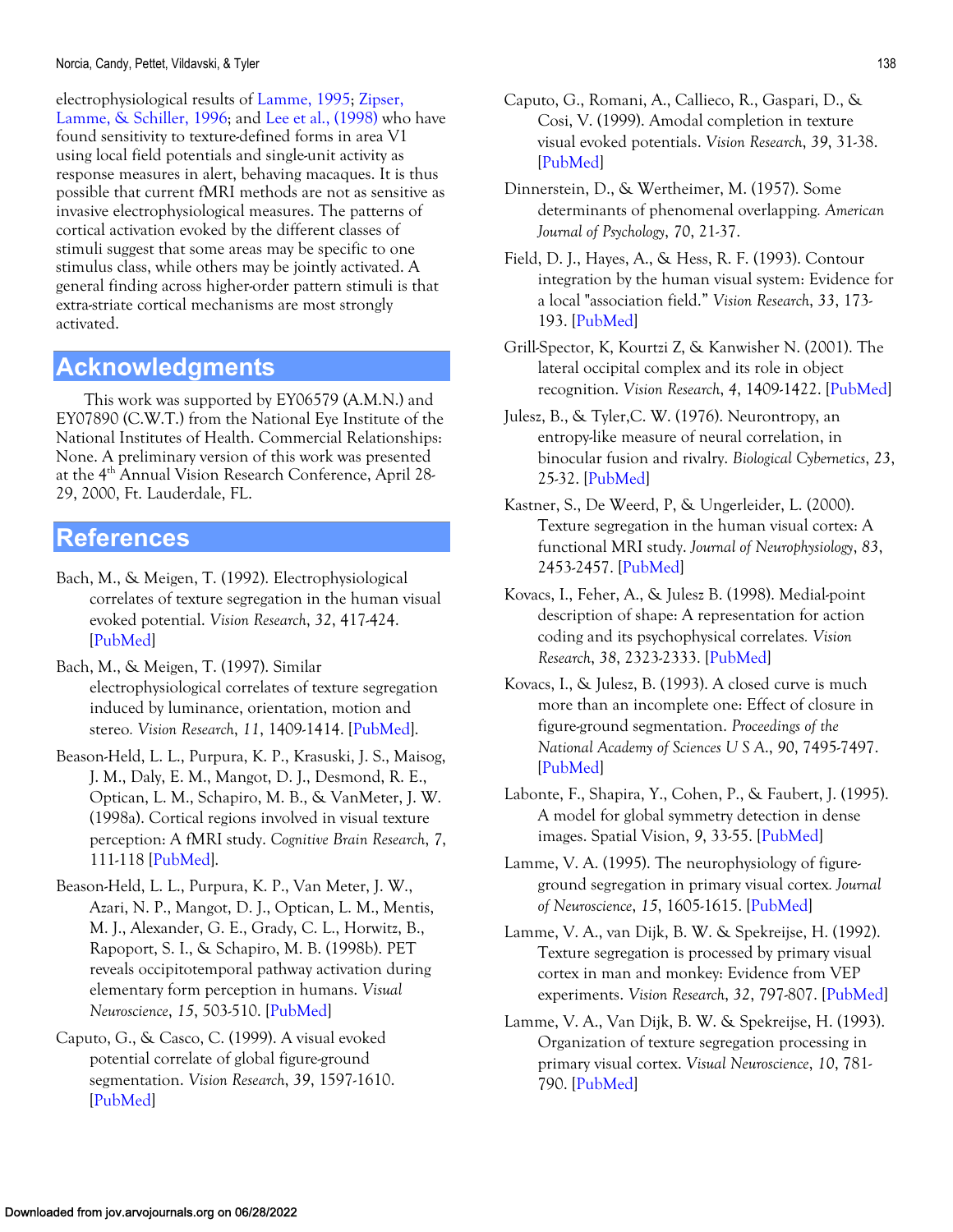electrophysiological results of Lamme, 1995; Zipser, Lamme, & Schiller, 1996; and Lee et al., (1998) who have found sensitivity to texture-defined forms in area V1 using local field potentials and single-unit activity as response measures in alert, behaving macaques. It is thus possible that current fMRI methods are not as sensitive as invasive electrophysiological measures. The patterns of cortical activation evoked by the different classes of stimuli suggest that some areas may be specific to one stimulus class, while others may be jointly activated. A general finding across higher-order pattern stimuli is that extra-striate cortical mechanisms are most strongly activated.

## Acknowledgments

This work was supported by EY06579 (A.M.N.) and EY07890 (C.W.T.) from the National Eye Institute of the National Institutes of Health. Commercial Relationships: None. A preliminary version of this work was presented at the 4th Annual Vision Research Conference, April 28-29, 2000, Ft. Lauderdale, FL.

## References

Bach, M., & Meigen, T. (1992). Electrophysiological correlates of texture segregation in the human visual evoked potential. *Vision Research*, *32*, 417-424. [PubMed]

Bach, M., & Meigen, T. (1997). Similar electrophysiological correlates of texture segregation induced by luminance, orientation, motion and stereo. *Vision Research*, *11*, 1409-1414. [PubMed].

Beason-Held, L. L., Purpura, K. P., Krasuski, J. S., Maisog, J. M., Daly, E. M., Mangot, D. J., Desmond, R. E., Optican, L. M., Schapiro, M. B., & VanMeter, J. W. (1998a). Cortical regions involved in visual texture perception: A fMRI study. *Cognitive Brain Research*, *7*, 111-118 [PubMed].

Beason-Held, L. L., Purpura, K. P., Van Meter, J. W., Azari, N. P., Mangot, D. J., Optican, L. M., Mentis, M. J., Alexander, G. E., Grady, C. L., Horwitz, B., Rapoport, S. I., & Schapiro, M. B. (1998b). PET reveals occipitotemporal pathway activation during elementary form perception in humans. *Visual Neuroscience*, *15*, 503-510. [PubMed]

Caputo, G., & Casco, C. (1999). A visual evoked potential correlate of global figure-ground segmentation. *Vision Research*, *39*, 1597-1610. [PubMed]

Caputo, G., Romani, A., Callieco, R., Gaspari, D., & Cosi, V. (1999). Amodal completion in texture visual evoked potentials. *Vision Research*, *39*, 31-38. [PubMed]

Dinnerstein, D., & Wertheimer, M. (1957). Some determinants of phenomenal overlapping. *American Journal of Psychology*, *70*, 21-37.

Field, D. J., Hayes, A., & Hess, R. F. (1993). Contour integration by the human visual system: Evidence for a local "association field." *Vision Research*, *33*, 173-193. [PubMed]

Grill-Spector, K, Kourtzi Z, & Kanwisher N. (2001). The lateral occipital complex and its role in object recognition. *Vision Research*, *4*, 1409-1422. [PubMed]

Julesz, B., & Tyler,C. W. (1976). Neurontropy, an entropy-like measure of neural correlation, in binocular fusion and rivalry. *Biological Cybernetics*, *23*, 25-32. [PubMed]

Kastner, S., De Weerd, P, & Ungerleider, L. (2000). Texture segregation in the human visual cortex: A functional MRI study. *Journal of Neurophysiology*, *83*, 2453-2457. [PubMed]

Kovacs, I., Feher, A., & Julesz B. (1998). Medial-point description of shape: A representation for action coding and its psychophysical correlates. *Vision Research*, *38*, 2323-2333. [PubMed]

Kovacs, I., & Julesz, B. (1993). A closed curve is much more than an incomplete one: Effect of closure in figure-ground segmentation. *Proceedings of the National Academy of Sciences U S A.*, *90*, 7495-7497. [PubMed]

Labonte, F., Shapira, Y., Cohen, P., & Faubert, J. (1995). A model for global symmetry detection in dense images. Spatial Vision, *9*, 33-55. [PubMed]

Lamme, V. A. (1995). The neurophysiology of figure-ground segregation in primary visual cortex. *Journal of Neuroscience*, *15*, 1605-1615. [PubMed]

Lamme, V. A., van Dijk, B. W. & Spekreijse, H. (1992). Texture segregation is processed by primary visual cortex in man and monkey: Evidence from VEP experiments. *Vision Research*, *32*, 797-807. [PubMed]

Lamme, V. A., Van Dijk, B. W. & Spekreijse, H. (1993). Organization of texture segregation processing in primary visual cortex. *Visual Neuroscience*, *10*, 781-790. [PubMed]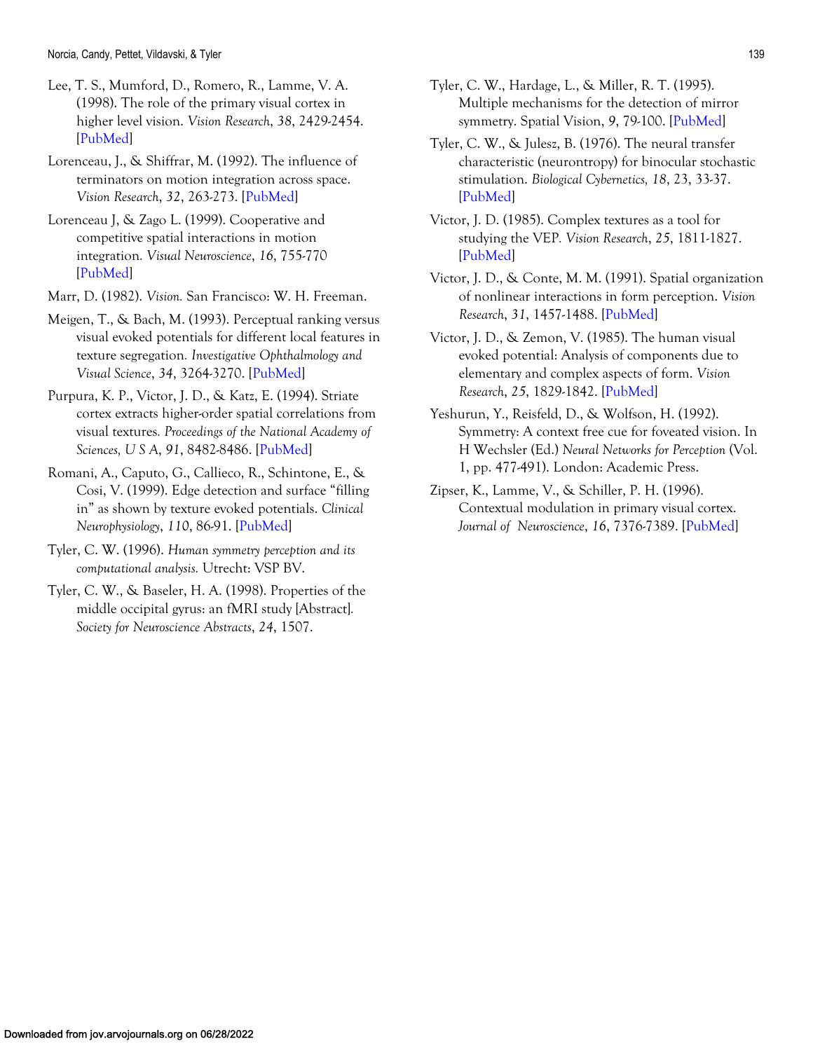Lee, T. S., Mumford, D., Romero, R., Lamme, V. A. (1998). The role of the primary visual cortex in higher level vision. *Vision Research*, *38*, 2429-2454. [PubMed]

Lorenceau, J., & Shiffrar, M. (1992). The influence of terminators on motion integration across space. *Vision Research*, *32*, 263-273. [PubMed]

Lorenceau J, & Zago L. (1999). Cooperative and competitive spatial interactions in motion integration. *Visual Neuroscience*, *16*, 755-770 [PubMed]

Marr, D. (1982). *Vision.* San Francisco: W. H. Freeman.

Meigen, T., & Bach, M. (1993). Perceptual ranking versus visual evoked potentials for different local features in texture segregation. *Investigative Ophthalmology and Visual Science*, *34*, 3264-3270. [PubMed]

Purpura, K. P., Victor, J. D., & Katz, E. (1994). Striate cortex extracts higher-order spatial correlations from visual textures. *Proceedings of the National Academy of Sciences, U S A*, *91*, 8482-8486. [PubMed]

Romani, A., Caputo, G., Callieco, R., Schintone, E., & Cosi, V. (1999). Edge detection and surface "filling in" as shown by texture evoked potentials. *Clinical Neurophysiology*, *110*, 86-91. [PubMed]

Tyler, C. W. (1996). *Human symmetry perception and its computational analysis.* Utrecht: VSP BV.

Tyler, C. W., & Baseler, H. A. (1998). Properties of the middle occipital gyrus: an fMRI study [Abstract]. *Society for Neuroscience Abstracts*, *24*, 1507.

Tyler, C. W., Hardage, L., & Miller, R. T. (1995). Multiple mechanisms for the detection of mirror symmetry. Spatial Vision, *9*, 79-100. [PubMed]

Tyler, C. W., & Julesz, B. (1976). The neural transfer characteristic (neurontropy) for binocular stochastic stimulation. *Biological Cybernetics, 18*, 23, 33-37. [PubMed]

Victor, J. D. (1985). Complex textures as a tool for studying the VEP. *Vision Research*, *25*, 1811-1827. [PubMed]

Victor, J. D., & Conte, M. M. (1991). Spatial organization of nonlinear interactions in form perception. *Vision Research*, *31*, 1457-1488. [PubMed]

Victor, J. D., & Zemon, V. (1985). The human visual evoked potential: Analysis of components due to elementary and complex aspects of form. *Vision Research*, *25*, 1829-1842. [PubMed]

Yeshurun, Y., Reisfeld, D., & Wolfson, H. (1992). Symmetry: A context free cue for foveated vision. In H Wechsler (Ed.) *Neural Networks for Perception* (Vol. 1, pp. 477-491). London: Academic Press.

Zipser, K., Lamme, V., & Schiller, P. H. (1996). Contextual modulation in primary visual cortex. *Journal of Neuroscience*, *16*, 7376-7389. [PubMed]